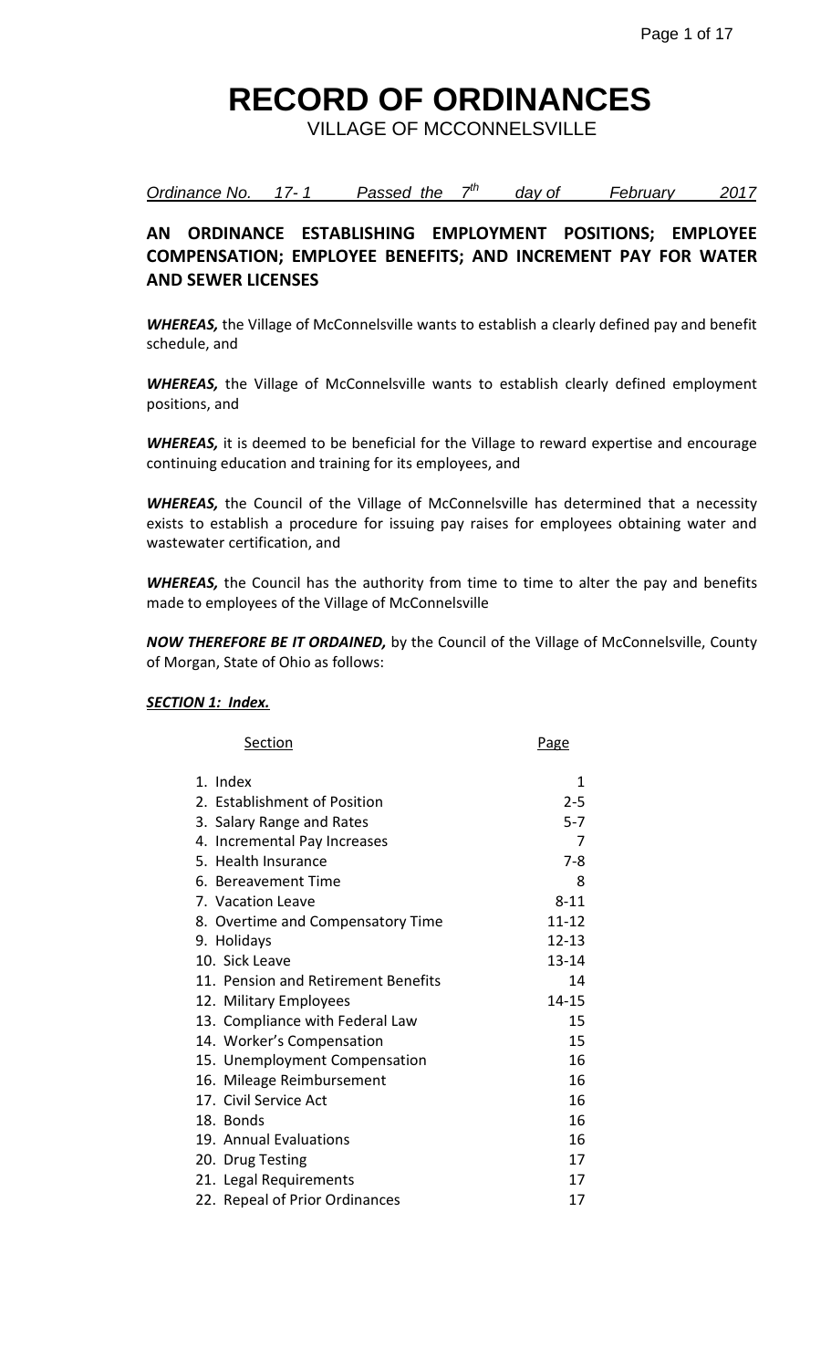# RECORD OF ORDINANCES

VILLAGE OF MCCONNELSVILLE

*Ordinance No. 17- 1 Passed the 7th day of February 2017*

## AN ORDINANCE ESTABLISHING EMPLOYMENT POSITIONS; EMPLOYEE COMPENSATION; EMPLOYEE BENEFITS; AND INCREMENT PAY FOR WATER AND SEWER LICENSES

***WHEREAS,*** the Village of McConnelsville wants to establish a clearly defined pay and benefit schedule, and

***WHEREAS,*** the Village of McConnelsville wants to establish clearly defined employment positions, and

***WHEREAS,*** it is deemed to be beneficial for the Village to reward expertise and encourage continuing education and training for its employees, and

***WHEREAS,*** the Council of the Village of McConnelsville has determined that a necessity exists to establish a procedure for issuing pay raises for employees obtaining water and wastewater certification, and

***WHEREAS,*** the Council has the authority from time to time to alter the pay and benefits made to employees of the Village of McConnelsville

***NOW THEREFORE BE IT ORDAINED,*** by the Council of the Village of McConnelsville, County of Morgan, State of Ohio as follows:

***SECTION 1: Index.***

| Section | Page |
|---|---|
| 1. Index | 1 |
| 2. Establishment of Position | 2-5 |
| 3. Salary Range and Rates | 5-7 |
| 4. Incremental Pay Increases | 7 |
| 5. Health Insurance | 7-8 |
| 6. Bereavement Time | 8 |
| 7. Vacation Leave | 8-11 |
| 8. Overtime and Compensatory Time | 11-12 |
| 9. Holidays | 12-13 |
| 10. Sick Leave | 13-14 |
| 11. Pension and Retirement Benefits | 14 |
| 12. Military Employees | 14-15 |
| 13. Compliance with Federal Law | 15 |
| 14. Worker's Compensation | 15 |
| 15. Unemployment Compensation | 16 |
| 16. Mileage Reimbursement | 16 |
| 17. Civil Service Act | 16 |
| 18. Bonds | 16 |
| 19. Annual Evaluations | 16 |
| 20. Drug Testing | 17 |
| 21. Legal Requirements | 17 |
| 22. Repeal of Prior Ordinances | 17 |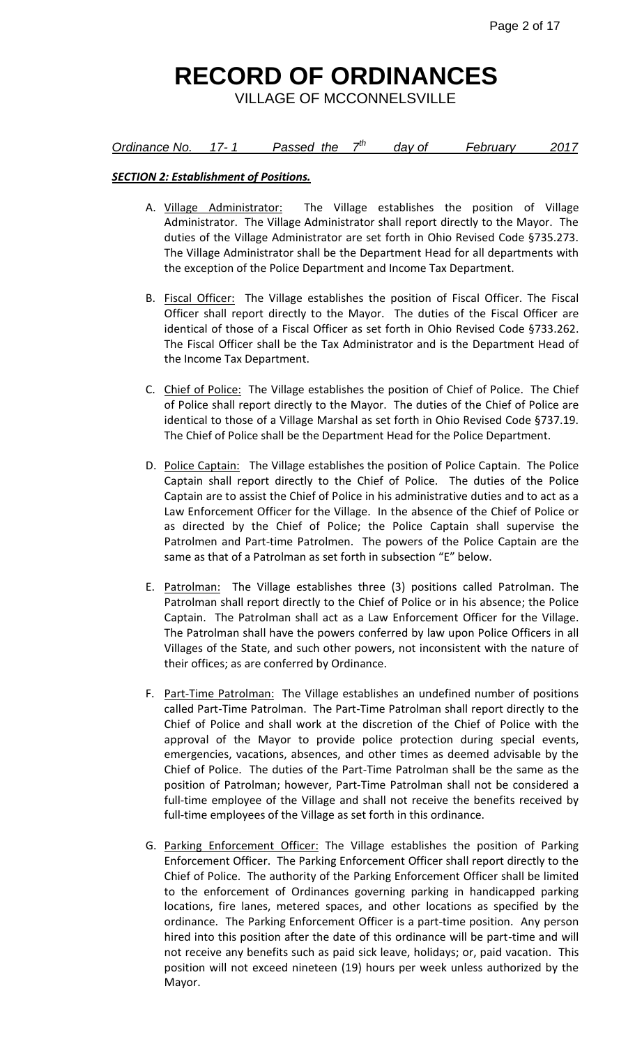# RECORD OF ORDINANCES

VILLAGE OF MCCONNELSVILLE

*Ordinance No. 17- 1 Passed the 7th day of February 2017*

***SECTION 2: Establishment of Positions.***

A. Village Administrator: The Village establishes the position of Village Administrator. The Village Administrator shall report directly to the Mayor. The duties of the Village Administrator are set forth in Ohio Revised Code §735.273. The Village Administrator shall be the Department Head for all departments with the exception of the Police Department and Income Tax Department.

B. Fiscal Officer: The Village establishes the position of Fiscal Officer. The Fiscal Officer shall report directly to the Mayor. The duties of the Fiscal Officer are identical of those of a Fiscal Officer as set forth in Ohio Revised Code §733.262. The Fiscal Officer shall be the Tax Administrator and is the Department Head of the Income Tax Department.

C. Chief of Police: The Village establishes the position of Chief of Police. The Chief of Police shall report directly to the Mayor. The duties of the Chief of Police are identical to those of a Village Marshal as set forth in Ohio Revised Code §737.19. The Chief of Police shall be the Department Head for the Police Department.

D. Police Captain: The Village establishes the position of Police Captain. The Police Captain shall report directly to the Chief of Police. The duties of the Police Captain are to assist the Chief of Police in his administrative duties and to act as a Law Enforcement Officer for the Village. In the absence of the Chief of Police or as directed by the Chief of Police; the Police Captain shall supervise the Patrolmen and Part-time Patrolmen. The powers of the Police Captain are the same as that of a Patrolman as set forth in subsection "E" below.

E. Patrolman: The Village establishes three (3) positions called Patrolman. The Patrolman shall report directly to the Chief of Police or in his absence; the Police Captain. The Patrolman shall act as a Law Enforcement Officer for the Village. The Patrolman shall have the powers conferred by law upon Police Officers in all Villages of the State, and such other powers, not inconsistent with the nature of their offices; as are conferred by Ordinance.

F. Part-Time Patrolman: The Village establishes an undefined number of positions called Part-Time Patrolman. The Part-Time Patrolman shall report directly to the Chief of Police and shall work at the discretion of the Chief of Police with the approval of the Mayor to provide police protection during special events, emergencies, vacations, absences, and other times as deemed advisable by the Chief of Police. The duties of the Part-Time Patrolman shall be the same as the position of Patrolman; however, Part-Time Patrolman shall not be considered a full-time employee of the Village and shall not receive the benefits received by full-time employees of the Village as set forth in this ordinance.

G. Parking Enforcement Officer: The Village establishes the position of Parking Enforcement Officer. The Parking Enforcement Officer shall report directly to the Chief of Police. The authority of the Parking Enforcement Officer shall be limited to the enforcement of Ordinances governing parking in handicapped parking locations, fire lanes, metered spaces, and other locations as specified by the ordinance. The Parking Enforcement Officer is a part-time position. Any person hired into this position after the date of this ordinance will be part-time and will not receive any benefits such as paid sick leave, holidays; or, paid vacation. This position will not exceed nineteen (19) hours per week unless authorized by the Mayor.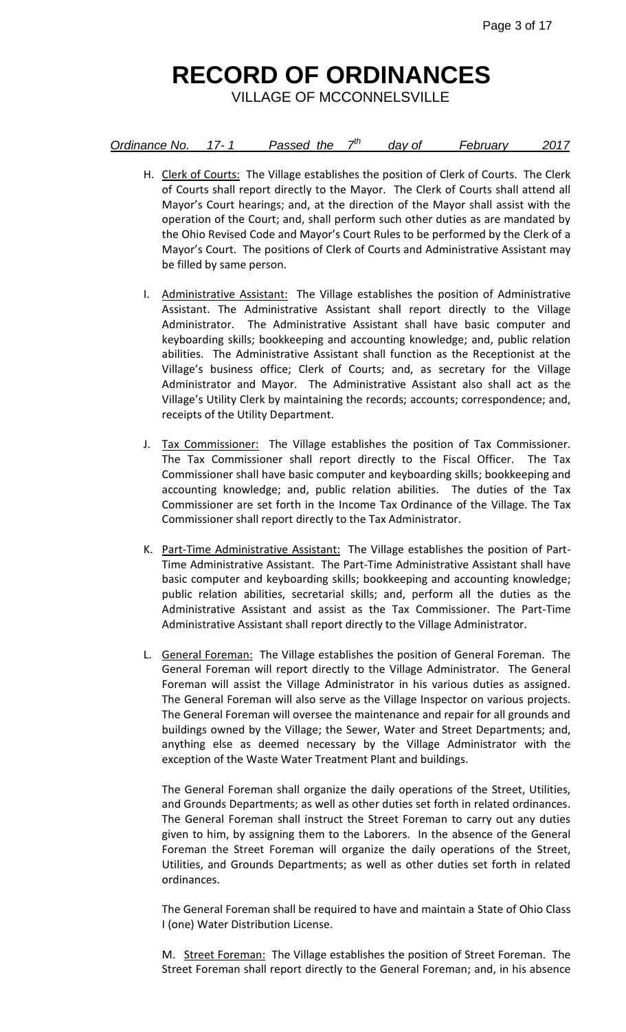# RECORD OF ORDINANCES

VILLAGE OF MCCONNELSVILLE

*Ordinance No. 17- 1 Passed the 7th day of February 2017*

H. Clerk of Courts: The Village establishes the position of Clerk of Courts. The Clerk of Courts shall report directly to the Mayor. The Clerk of Courts shall attend all Mayor's Court hearings; and, at the direction of the Mayor shall assist with the operation of the Court; and, shall perform such other duties as are mandated by the Ohio Revised Code and Mayor's Court Rules to be performed by the Clerk of a Mayor's Court. The positions of Clerk of Courts and Administrative Assistant may be filled by same person.

I. Administrative Assistant: The Village establishes the position of Administrative Assistant. The Administrative Assistant shall report directly to the Village Administrator. The Administrative Assistant shall have basic computer and keyboarding skills; bookkeeping and accounting knowledge; and, public relation abilities. The Administrative Assistant shall function as the Receptionist at the Village's business office; Clerk of Courts; and, as secretary for the Village Administrator and Mayor. The Administrative Assistant also shall act as the Village's Utility Clerk by maintaining the records; accounts; correspondence; and, receipts of the Utility Department.

J. Tax Commissioner: The Village establishes the position of Tax Commissioner. The Tax Commissioner shall report directly to the Fiscal Officer. The Tax Commissioner shall have basic computer and keyboarding skills; bookkeeping and accounting knowledge; and, public relation abilities. The duties of the Tax Commissioner are set forth in the Income Tax Ordinance of the Village. The Tax Commissioner shall report directly to the Tax Administrator.

K. Part-Time Administrative Assistant: The Village establishes the position of Part-Time Administrative Assistant. The Part-Time Administrative Assistant shall have basic computer and keyboarding skills; bookkeeping and accounting knowledge; public relation abilities, secretarial skills; and, perform all the duties as the Administrative Assistant and assist as the Tax Commissioner. The Part-Time Administrative Assistant shall report directly to the Village Administrator.

L. General Foreman: The Village establishes the position of General Foreman. The General Foreman will report directly to the Village Administrator. The General Foreman will assist the Village Administrator in his various duties as assigned. The General Foreman will also serve as the Village Inspector on various projects. The General Foreman will oversee the maintenance and repair for all grounds and buildings owned by the Village; the Sewer, Water and Street Departments; and, anything else as deemed necessary by the Village Administrator with the exception of the Waste Water Treatment Plant and buildings.

The General Foreman shall organize the daily operations of the Street, Utilities, and Grounds Departments; as well as other duties set forth in related ordinances. The General Foreman shall instruct the Street Foreman to carry out any duties given to him, by assigning them to the Laborers. In the absence of the General Foreman the Street Foreman will organize the daily operations of the Street, Utilities, and Grounds Departments; as well as other duties set forth in related ordinances.

The General Foreman shall be required to have and maintain a State of Ohio Class I (one) Water Distribution License.

M. Street Foreman: The Village establishes the position of Street Foreman. The Street Foreman shall report directly to the General Foreman; and, in his absence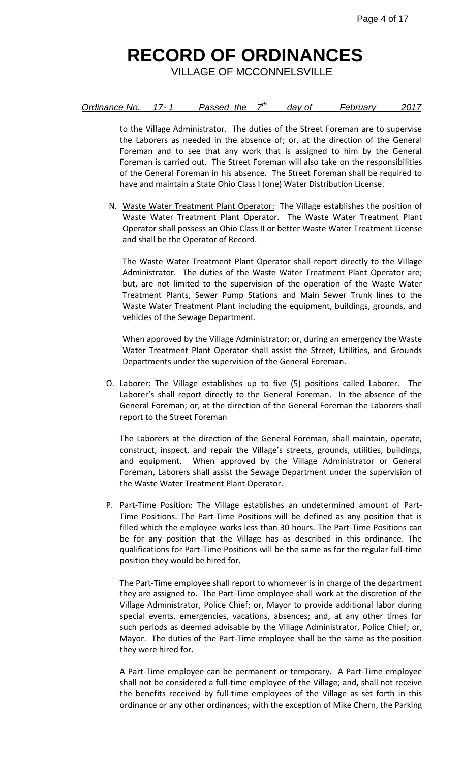# RECORD OF ORDINANCES

VILLAGE OF MCCONNELSVILLE

*Ordinance No. 17- 1 Passed the 7th day of February 2017*

to the Village Administrator. The duties of the Street Foreman are to supervise the Laborers as needed in the absence of; or, at the direction of the General Foreman and to see that any work that is assigned to him by the General Foreman is carried out. The Street Foreman will also take on the responsibilities of the General Foreman in his absence. The Street Foreman shall be required to have and maintain a State Ohio Class I (one) Water Distribution License.

N. Waste Water Treatment Plant Operator: The Village establishes the position of Waste Water Treatment Plant Operator. The Waste Water Treatment Plant Operator shall possess an Ohio Class II or better Waste Water Treatment License and shall be the Operator of Record.

The Waste Water Treatment Plant Operator shall report directly to the Village Administrator. The duties of the Waste Water Treatment Plant Operator are; but, are not limited to the supervision of the operation of the Waste Water Treatment Plants, Sewer Pump Stations and Main Sewer Trunk lines to the Waste Water Treatment Plant including the equipment, buildings, grounds, and vehicles of the Sewage Department.

When approved by the Village Administrator; or, during an emergency the Waste Water Treatment Plant Operator shall assist the Street, Utilities, and Grounds Departments under the supervision of the General Foreman.

O. Laborer: The Village establishes up to five (5) positions called Laborer. The Laborer's shall report directly to the General Foreman. In the absence of the General Foreman; or, at the direction of the General Foreman the Laborers shall report to the Street Foreman

The Laborers at the direction of the General Foreman, shall maintain, operate, construct, inspect, and repair the Village's streets, grounds, utilities, buildings, and equipment. When approved by the Village Administrator or General Foreman, Laborers shall assist the Sewage Department under the supervision of the Waste Water Treatment Plant Operator.

P. Part-Time Position: The Village establishes an undetermined amount of Part-Time Positions. The Part-Time Positions will be defined as any position that is filled which the employee works less than 30 hours. The Part-Time Positions can be for any position that the Village has as described in this ordinance. The qualifications for Part-Time Positions will be the same as for the regular full-time position they would be hired for.

The Part-Time employee shall report to whomever is in charge of the department they are assigned to. The Part-Time employee shall work at the discretion of the Village Administrator, Police Chief; or, Mayor to provide additional labor during special events, emergencies, vacations, absences; and, at any other times for such periods as deemed advisable by the Village Administrator, Police Chief; or, Mayor. The duties of the Part-Time employee shall be the same as the position they were hired for.

A Part-Time employee can be permanent or temporary. A Part-Time employee shall not be considered a full-time employee of the Village; and, shall not receive the benefits received by full-time employees of the Village as set forth in this ordinance or any other ordinances; with the exception of Mike Chern, the Parking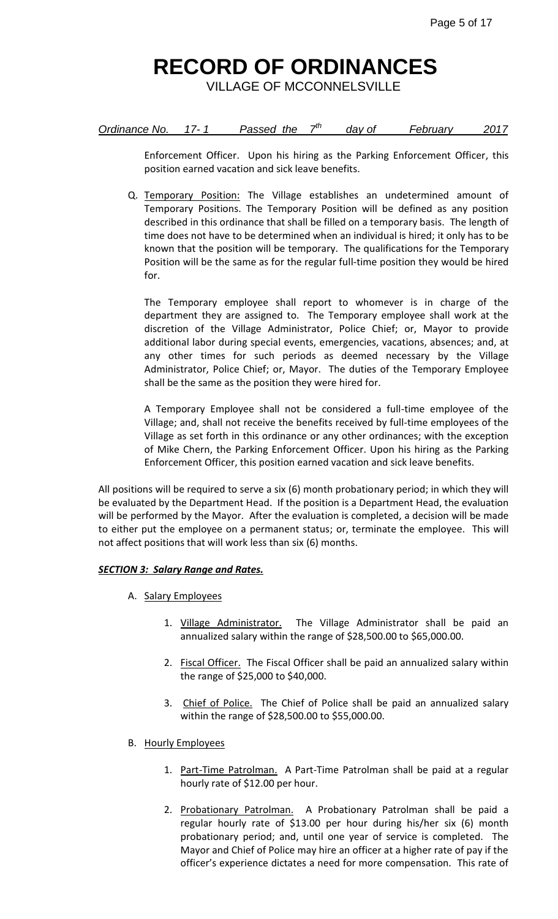Enforcement Officer. Upon his hiring as the Parking Enforcement Officer, this position earned vacation and sick leave benefits.

Q. Temporary Position: The Village establishes an undetermined amount of Temporary Positions. The Temporary Position will be defined as any position described in this ordinance that shall be filled on a temporary basis. The length of time does not have to be determined when an individual is hired; it only has to be known that the position will be temporary. The qualifications for the Temporary Position will be the same as for the regular full-time position they would be hired for.

The Temporary employee shall report to whomever is in charge of the department they are assigned to. The Temporary employee shall work at the discretion of the Village Administrator, Police Chief; or, Mayor to provide additional labor during special events, emergencies, vacations, absences; and, at any other times for such periods as deemed necessary by the Village Administrator, Police Chief; or, Mayor. The duties of the Temporary Employee shall be the same as the position they were hired for.

A Temporary Employee shall not be considered a full-time employee of the Village; and, shall not receive the benefits received by full-time employees of the Village as set forth in this ordinance or any other ordinances; with the exception of Mike Chern, the Parking Enforcement Officer. Upon his hiring as the Parking Enforcement Officer, this position earned vacation and sick leave benefits.

All positions will be required to serve a six (6) month probationary period; in which they will be evaluated by the Department Head. If the position is a Department Head, the evaluation will be performed by the Mayor. After the evaluation is completed, a decision will be made to either put the employee on a permanent status; or, terminate the employee. This will not affect positions that will work less than six (6) months.

***SECTION 3: Salary Range and Rates.***

A. Salary Employees

1. Village Administrator. The Village Administrator shall be paid an annualized salary within the range of $28,500.00 to $65,000.00.

2. Fiscal Officer. The Fiscal Officer shall be paid an annualized salary within the range of $25,000 to $40,000.

3. Chief of Police. The Chief of Police shall be paid an annualized salary within the range of $28,500.00 to $55,000.00.

B. Hourly Employees

1. Part-Time Patrolman. A Part-Time Patrolman shall be paid at a regular hourly rate of $12.00 per hour.

2. Probationary Patrolman. A Probationary Patrolman shall be paid a regular hourly rate of $13.00 per hour during his/her six (6) month probationary period; and, until one year of service is completed. The Mayor and Chief of Police may hire an officer at a higher rate of pay if the officer's experience dictates a need for more compensation. This rate of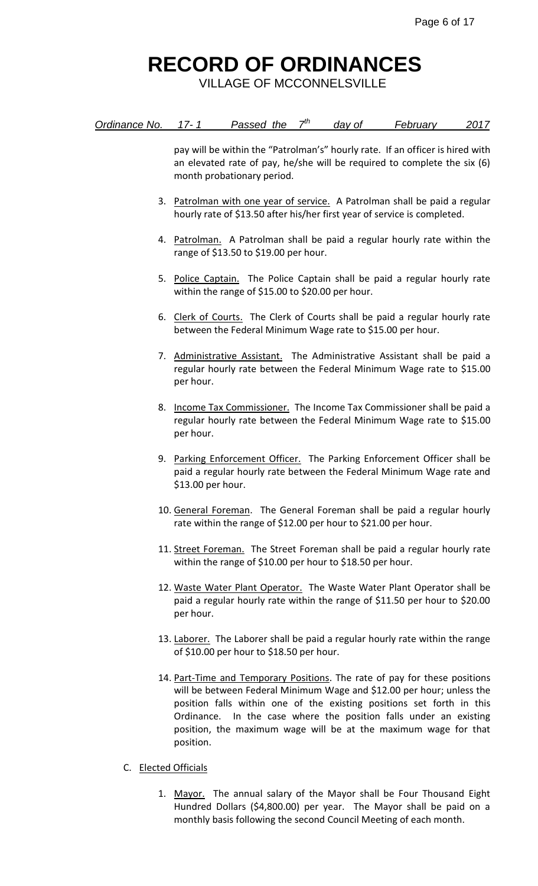# RECORD OF ORDINANCES

VILLAGE OF MCCONNELSVILLE

*Ordinance No. 17- 1 Passed the 7th day of February 2017*

pay will be within the "Patrolman's" hourly rate. If an officer is hired with an elevated rate of pay, he/she will be required to complete the six (6) month probationary period.

3. Patrolman with one year of service. A Patrolman shall be paid a regular hourly rate of $13.50 after his/her first year of service is completed.

4. Patrolman. A Patrolman shall be paid a regular hourly rate within the range of $13.50 to $19.00 per hour.

5. Police Captain. The Police Captain shall be paid a regular hourly rate within the range of $15.00 to $20.00 per hour.

6. Clerk of Courts. The Clerk of Courts shall be paid a regular hourly rate between the Federal Minimum Wage rate to $15.00 per hour.

7. Administrative Assistant. The Administrative Assistant shall be paid a regular hourly rate between the Federal Minimum Wage rate to $15.00 per hour.

8. Income Tax Commissioner. The Income Tax Commissioner shall be paid a regular hourly rate between the Federal Minimum Wage rate to $15.00 per hour.

9. Parking Enforcement Officer. The Parking Enforcement Officer shall be paid a regular hourly rate between the Federal Minimum Wage rate and $13.00 per hour.

10. General Foreman. The General Foreman shall be paid a regular hourly rate within the range of $12.00 per hour to $21.00 per hour.

11. Street Foreman. The Street Foreman shall be paid a regular hourly rate within the range of $10.00 per hour to $18.50 per hour.

12. Waste Water Plant Operator. The Waste Water Plant Operator shall be paid a regular hourly rate within the range of $11.50 per hour to $20.00 per hour.

13. Laborer. The Laborer shall be paid a regular hourly rate within the range of $10.00 per hour to $18.50 per hour.

14. Part-Time and Temporary Positions. The rate of pay for these positions will be between Federal Minimum Wage and $12.00 per hour; unless the position falls within one of the existing positions set forth in this Ordinance. In the case where the position falls under an existing position, the maximum wage will be at the maximum wage for that position.

C. Elected Officials

1. Mayor. The annual salary of the Mayor shall be Four Thousand Eight Hundred Dollars ($4,800.00) per year. The Mayor shall be paid on a monthly basis following the second Council Meeting of each month.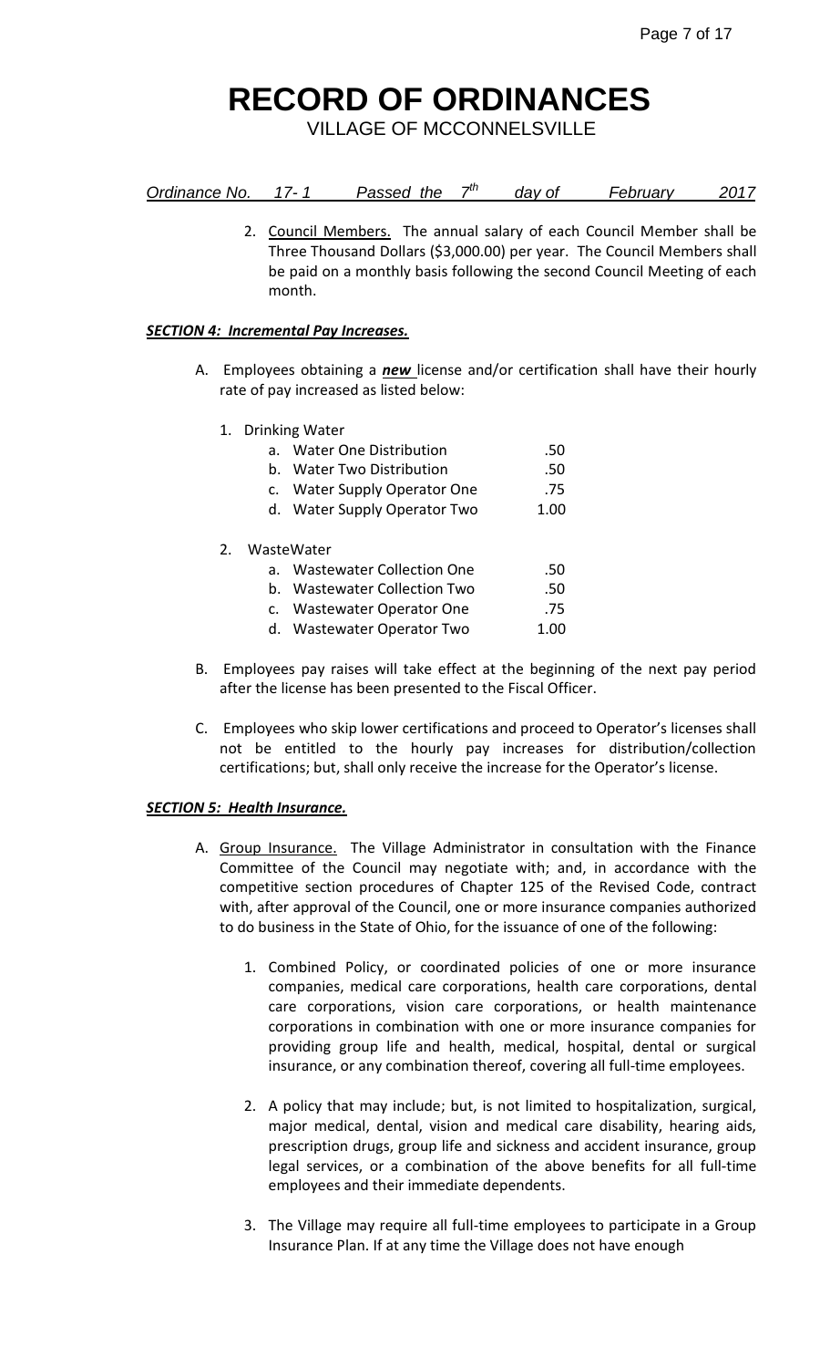# RECORD OF ORDINANCES

VILLAGE OF MCCONNELSVILLE

*Ordinance No. 17- 1 Passed the 7th day of February 2017*

2. Council Members. The annual salary of each Council Member shall be Three Thousand Dollars ($3,000.00) per year. The Council Members shall be paid on a monthly basis following the second Council Meeting of each month.

***SECTION 4: Incremental Pay Increases.***

A. Employees obtaining a ***new*** license and/or certification shall have their hourly rate of pay increased as listed below:

1. Drinking Water
   - a. Water One Distribution .50
   - b. Water Two Distribution .50
   - c. Water Supply Operator One .75
   - d. Water Supply Operator Two 1.00

2. WasteWater
   - a. Wastewater Collection One .50
   - b. Wastewater Collection Two .50
   - c. Wastewater Operator One .75
   - d. Wastewater Operator Two 1.00

B. Employees pay raises will take effect at the beginning of the next pay period after the license has been presented to the Fiscal Officer.

C. Employees who skip lower certifications and proceed to Operator's licenses shall not be entitled to the hourly pay increases for distribution/collection certifications; but, shall only receive the increase for the Operator's license.

***SECTION 5: Health Insurance.***

A. Group Insurance. The Village Administrator in consultation with the Finance Committee of the Council may negotiate with; and, in accordance with the competitive section procedures of Chapter 125 of the Revised Code, contract with, after approval of the Council, one or more insurance companies authorized to do business in the State of Ohio, for the issuance of one of the following:

1. Combined Policy, or coordinated policies of one or more insurance companies, medical care corporations, health care corporations, dental care corporations, vision care corporations, or health maintenance corporations in combination with one or more insurance companies for providing group life and health, medical, hospital, dental or surgical insurance, or any combination thereof, covering all full-time employees.

2. A policy that may include; but, is not limited to hospitalization, surgical, major medical, dental, vision and medical care disability, hearing aids, prescription drugs, group life and sickness and accident insurance, group legal services, or a combination of the above benefits for all full-time employees and their immediate dependents.

3. The Village may require all full-time employees to participate in a Group Insurance Plan. If at any time the Village does not have enough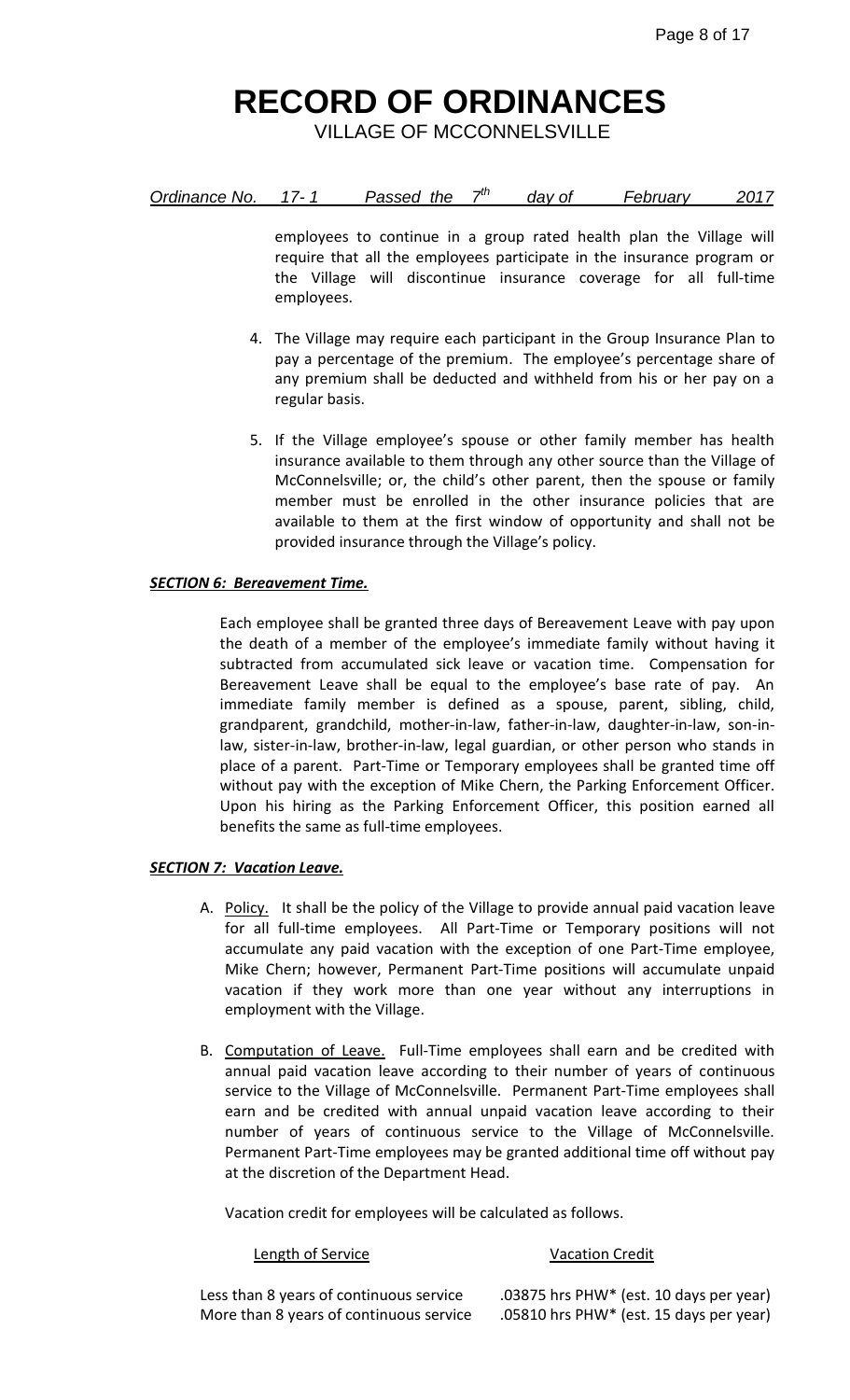employees to continue in a group rated health plan the Village will require that all the employees participate in the insurance program or the Village will discontinue insurance coverage for all full-time employees.

4. The Village may require each participant in the Group Insurance Plan to pay a percentage of the premium. The employee's percentage share of any premium shall be deducted and withheld from his or her pay on a regular basis.

5. If the Village employee's spouse or other family member has health insurance available to them through any other source than the Village of McConnelsville; or, the child's other parent, then the spouse or family member must be enrolled in the other insurance policies that are available to them at the first window of opportunity and shall not be provided insurance through the Village's policy.

***SECTION 6: Bereavement Time.***

Each employee shall be granted three days of Bereavement Leave with pay upon the death of a member of the employee's immediate family without having it subtracted from accumulated sick leave or vacation time. Compensation for Bereavement Leave shall be equal to the employee's base rate of pay. An immediate family member is defined as a spouse, parent, sibling, child, grandparent, grandchild, mother-in-law, father-in-law, daughter-in-law, son-in-law, sister-in-law, brother-in-law, legal guardian, or other person who stands in place of a parent. Part-Time or Temporary employees shall be granted time off without pay with the exception of Mike Chern, the Parking Enforcement Officer. Upon his hiring as the Parking Enforcement Officer, this position earned all benefits the same as full-time employees.

***SECTION 7: Vacation Leave.***

A. Policy. It shall be the policy of the Village to provide annual paid vacation leave for all full-time employees. All Part-Time or Temporary positions will not accumulate any paid vacation with the exception of one Part-Time employee, Mike Chern; however, Permanent Part-Time positions will accumulate unpaid vacation if they work more than one year without any interruptions in employment with the Village.

B. Computation of Leave. Full-Time employees shall earn and be credited with annual paid vacation leave according to their number of years of continuous service to the Village of McConnelsville. Permanent Part-Time employees shall earn and be credited with annual unpaid vacation leave according to their number of years of continuous service to the Village of McConnelsville. Permanent Part-Time employees may be granted additional time off without pay at the discretion of the Department Head.

Vacation credit for employees will be calculated as follows.

| Length of Service | Vacation Credit |
|---|---|
| Less than 8 years of continuous service | .03875 hrs PHW* (est. 10 days per year) |
| More than 8 years of continuous service | .05810 hrs PHW* (est. 15 days per year) |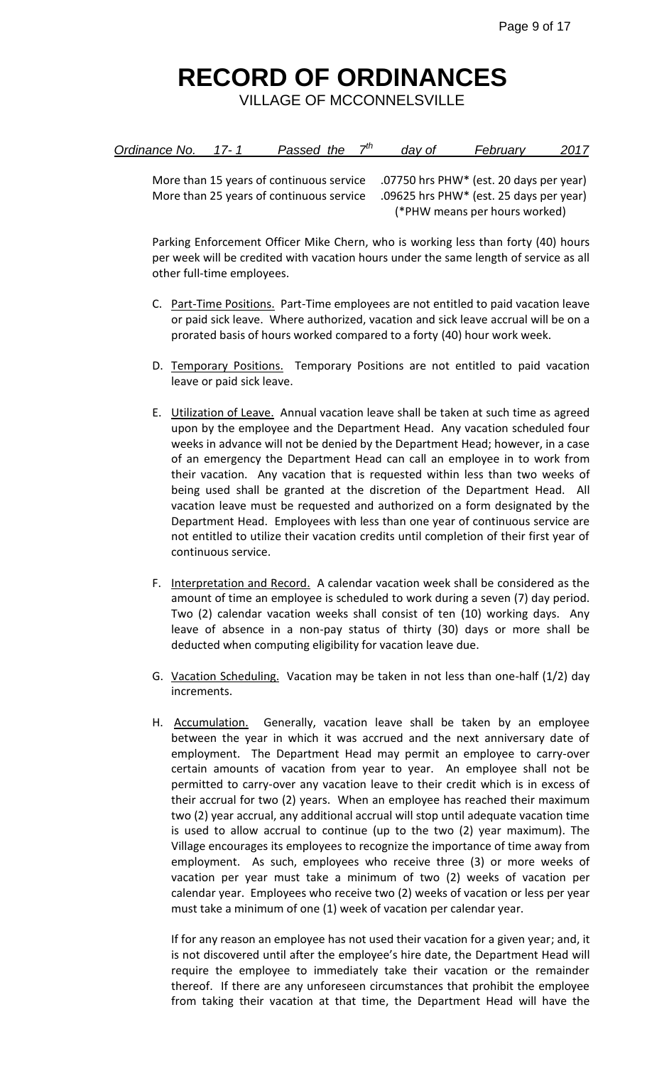# RECORD OF ORDINANCES

VILLAGE OF MCCONNELSVILLE

*Ordinance No. 17-1 Passed the 7th day of February 2017*

| | |
|---|---|
| More than 15 years of continuous service | .07750 hrs PHW* (est. 20 days per year) |
| More than 25 years of continuous service | .09625 hrs PHW* (est. 25 days per year) |
| | (*PHW means per hours worked) |

Parking Enforcement Officer Mike Chern, who is working less than forty (40) hours per week will be credited with vacation hours under the same length of service as all other full-time employees.

C. Part-Time Positions. Part-Time employees are not entitled to paid vacation leave or paid sick leave. Where authorized, vacation and sick leave accrual will be on a prorated basis of hours worked compared to a forty (40) hour work week.

D. Temporary Positions. Temporary Positions are not entitled to paid vacation leave or paid sick leave.

E. Utilization of Leave. Annual vacation leave shall be taken at such time as agreed upon by the employee and the Department Head. Any vacation scheduled four weeks in advance will not be denied by the Department Head; however, in a case of an emergency the Department Head can call an employee in to work from their vacation. Any vacation that is requested within less than two weeks of being used shall be granted at the discretion of the Department Head. All vacation leave must be requested and authorized on a form designated by the Department Head. Employees with less than one year of continuous service are not entitled to utilize their vacation credits until completion of their first year of continuous service.

F. Interpretation and Record. A calendar vacation week shall be considered as the amount of time an employee is scheduled to work during a seven (7) day period. Two (2) calendar vacation weeks shall consist of ten (10) working days. Any leave of absence in a non-pay status of thirty (30) days or more shall be deducted when computing eligibility for vacation leave due.

G. Vacation Scheduling. Vacation may be taken in not less than one-half (1/2) day increments.

H. Accumulation. Generally, vacation leave shall be taken by an employee between the year in which it was accrued and the next anniversary date of employment. The Department Head may permit an employee to carry-over certain amounts of vacation from year to year. An employee shall not be permitted to carry-over any vacation leave to their credit which is in excess of their accrual for two (2) years. When an employee has reached their maximum two (2) year accrual, any additional accrual will stop until adequate vacation time is used to allow accrual to continue (up to the two (2) year maximum). The Village encourages its employees to recognize the importance of time away from employment. As such, employees who receive three (3) or more weeks of vacation per year must take a minimum of two (2) weeks of vacation per calendar year. Employees who receive two (2) weeks of vacation or less per year must take a minimum of one (1) week of vacation per calendar year.

If for any reason an employee has not used their vacation for a given year; and, it is not discovered until after the employee's hire date, the Department Head will require the employee to immediately take their vacation or the remainder thereof. If there are any unforeseen circumstances that prohibit the employee from taking their vacation at that time, the Department Head will have the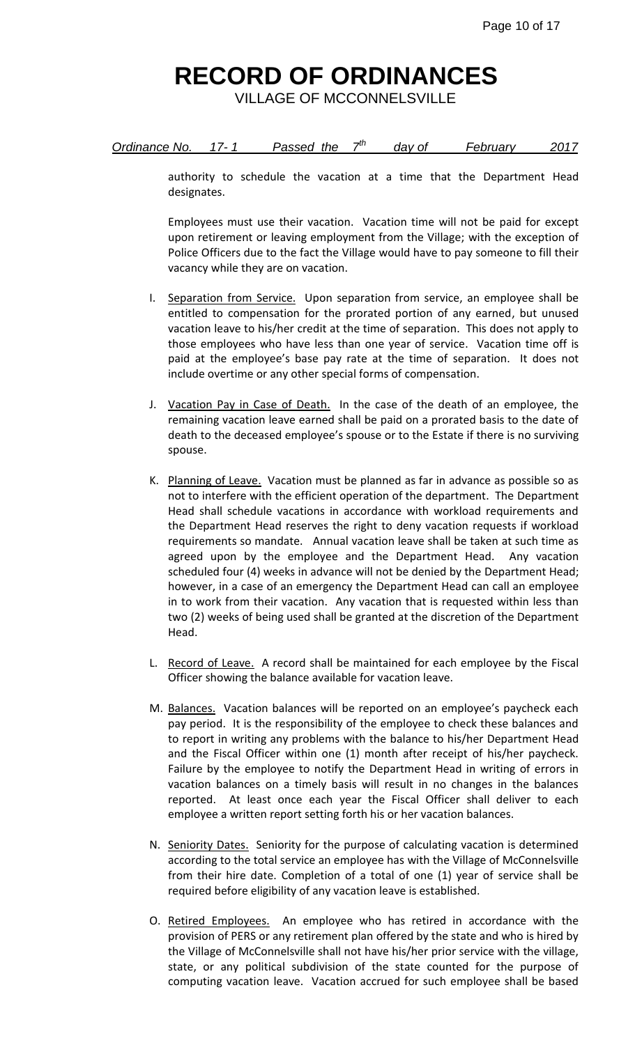# RECORD OF ORDINANCES

VILLAGE OF MCCONNELSVILLE

*Ordinance No. 17- 1 Passed the 7th day of February 2017*

authority to schedule the vacation at a time that the Department Head designates.

Employees must use their vacation. Vacation time will not be paid for except upon retirement or leaving employment from the Village; with the exception of Police Officers due to the fact the Village would have to pay someone to fill their vacancy while they are on vacation.

I. Separation from Service. Upon separation from service, an employee shall be entitled to compensation for the prorated portion of any earned, but unused vacation leave to his/her credit at the time of separation. This does not apply to those employees who have less than one year of service. Vacation time off is paid at the employee's base pay rate at the time of separation. It does not include overtime or any other special forms of compensation.

J. Vacation Pay in Case of Death. In the case of the death of an employee, the remaining vacation leave earned shall be paid on a prorated basis to the date of death to the deceased employee's spouse or to the Estate if there is no surviving spouse.

K. Planning of Leave. Vacation must be planned as far in advance as possible so as not to interfere with the efficient operation of the department. The Department Head shall schedule vacations in accordance with workload requirements and the Department Head reserves the right to deny vacation requests if workload requirements so mandate. Annual vacation leave shall be taken at such time as agreed upon by the employee and the Department Head. Any vacation scheduled four (4) weeks in advance will not be denied by the Department Head; however, in a case of an emergency the Department Head can call an employee in to work from their vacation. Any vacation that is requested within less than two (2) weeks of being used shall be granted at the discretion of the Department Head.

L. Record of Leave. A record shall be maintained for each employee by the Fiscal Officer showing the balance available for vacation leave.

M. Balances. Vacation balances will be reported on an employee's paycheck each pay period. It is the responsibility of the employee to check these balances and to report in writing any problems with the balance to his/her Department Head and the Fiscal Officer within one (1) month after receipt of his/her paycheck. Failure by the employee to notify the Department Head in writing of errors in vacation balances on a timely basis will result in no changes in the balances reported. At least once each year the Fiscal Officer shall deliver to each employee a written report setting forth his or her vacation balances.

N. Seniority Dates. Seniority for the purpose of calculating vacation is determined according to the total service an employee has with the Village of McConnelsville from their hire date. Completion of a total of one (1) year of service shall be required before eligibility of any vacation leave is established.

O. Retired Employees. An employee who has retired in accordance with the provision of PERS or any retirement plan offered by the state and who is hired by the Village of McConnelsville shall not have his/her prior service with the village, state, or any political subdivision of the state counted for the purpose of computing vacation leave. Vacation accrued for such employee shall be based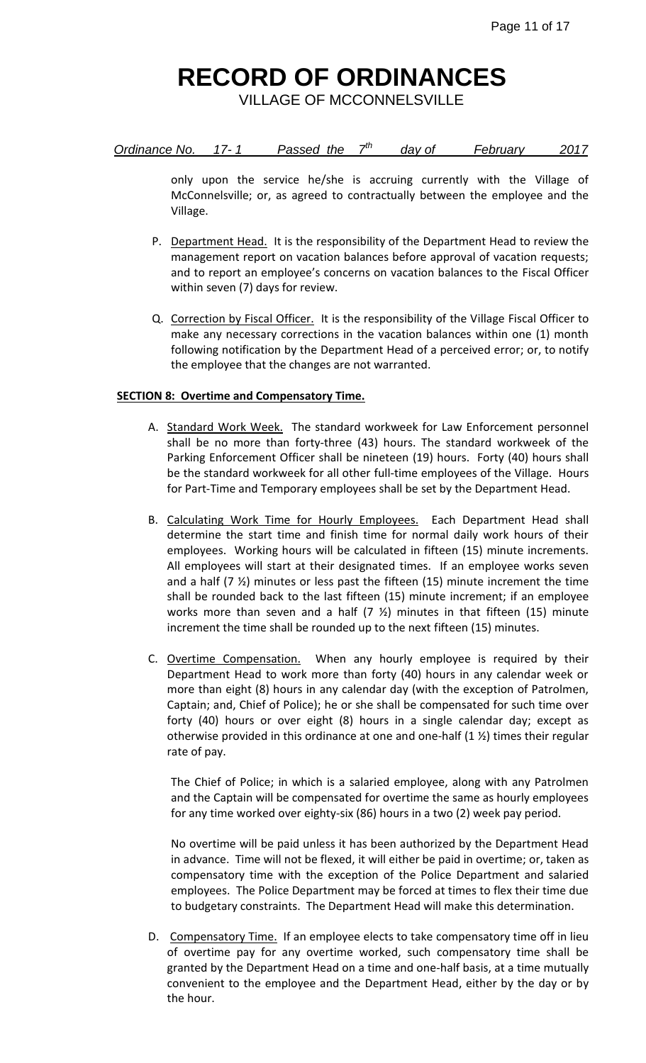only upon the service he/she is accruing currently with the Village of McConnelsville; or, as agreed to contractually between the employee and the Village.

P. Department Head. It is the responsibility of the Department Head to review the management report on vacation balances before approval of vacation requests; and to report an employee's concerns on vacation balances to the Fiscal Officer within seven (7) days for review.

Q. Correction by Fiscal Officer. It is the responsibility of the Village Fiscal Officer to make any necessary corrections in the vacation balances within one (1) month following notification by the Department Head of a perceived error; or, to notify the employee that the changes are not warranted.

**SECTION 8: Overtime and Compensatory Time.**

A. Standard Work Week. The standard workweek for Law Enforcement personnel shall be no more than forty-three (43) hours. The standard workweek of the Parking Enforcement Officer shall be nineteen (19) hours. Forty (40) hours shall be the standard workweek for all other full-time employees of the Village. Hours for Part-Time and Temporary employees shall be set by the Department Head.

B. Calculating Work Time for Hourly Employees. Each Department Head shall determine the start time and finish time for normal daily work hours of their employees. Working hours will be calculated in fifteen (15) minute increments. All employees will start at their designated times. If an employee works seven and a half (7 ½) minutes or less past the fifteen (15) minute increment the time shall be rounded back to the last fifteen (15) minute increment; if an employee works more than seven and a half (7 ½) minutes in that fifteen (15) minute increment the time shall be rounded up to the next fifteen (15) minutes.

C. Overtime Compensation. When any hourly employee is required by their Department Head to work more than forty (40) hours in any calendar week or more than eight (8) hours in any calendar day (with the exception of Patrolmen, Captain; and, Chief of Police); he or she shall be compensated for such time over forty (40) hours or over eight (8) hours in a single calendar day; except as otherwise provided in this ordinance at one and one-half (1 ½) times their regular rate of pay.

The Chief of Police; in which is a salaried employee, along with any Patrolmen and the Captain will be compensated for overtime the same as hourly employees for any time worked over eighty-six (86) hours in a two (2) week pay period.

No overtime will be paid unless it has been authorized by the Department Head in advance. Time will not be flexed, it will either be paid in overtime; or, taken as compensatory time with the exception of the Police Department and salaried employees. The Police Department may be forced at times to flex their time due to budgetary constraints. The Department Head will make this determination.

D. Compensatory Time. If an employee elects to take compensatory time off in lieu of overtime pay for any overtime worked, such compensatory time shall be granted by the Department Head on a time and one-half basis, at a time mutually convenient to the employee and the Department Head, either by the day or by the hour.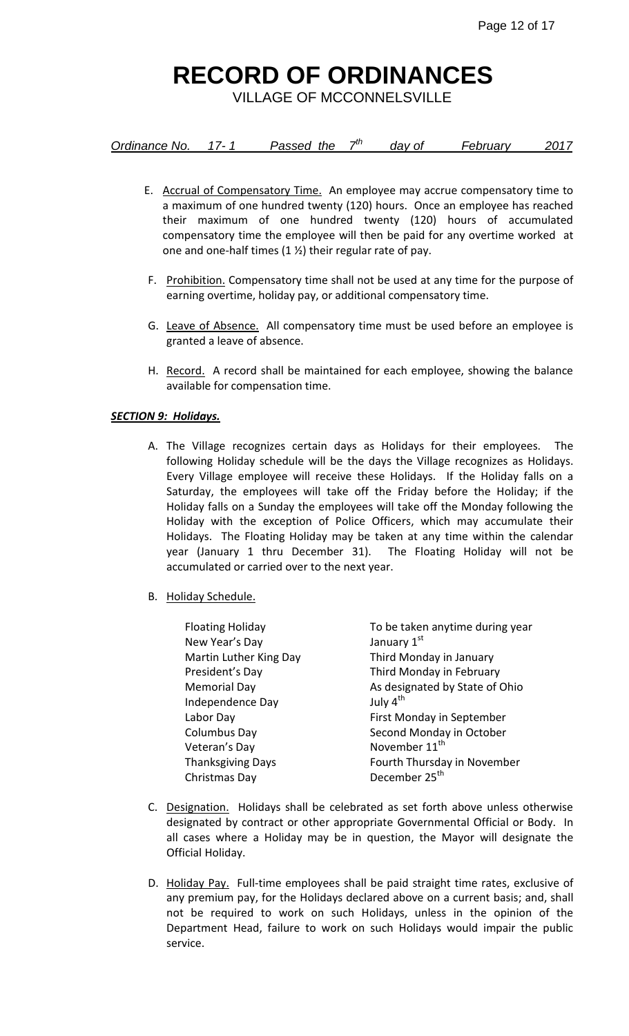# RECORD OF ORDINANCES

VILLAGE OF MCCONNELSVILLE

*Ordinance No. 17- 1 Passed the 7th day of February 2017*

E. Accrual of Compensatory Time. An employee may accrue compensatory time to a maximum of one hundred twenty (120) hours. Once an employee has reached their maximum of one hundred twenty (120) hours of accumulated compensatory time the employee will then be paid for any overtime worked at one and one-half times (1 ½) their regular rate of pay.

F. Prohibition. Compensatory time shall not be used at any time for the purpose of earning overtime, holiday pay, or additional compensatory time.

G. Leave of Absence. All compensatory time must be used before an employee is granted a leave of absence.

H. Record. A record shall be maintained for each employee, showing the balance available for compensation time.

***SECTION 9: Holidays.***

A. The Village recognizes certain days as Holidays for their employees. The following Holiday schedule will be the days the Village recognizes as Holidays. Every Village employee will receive these Holidays. If the Holiday falls on a Saturday, the employees will take off the Friday before the Holiday; if the Holiday falls on a Sunday the employees will take off the Monday following the Holiday with the exception of Police Officers, which may accumulate their Holidays. The Floating Holiday may be taken at any time within the calendar year (January 1 thru December 31). The Floating Holiday will not be accumulated or carried over to the next year.

B. Holiday Schedule.

| | |
|---|---|
| Floating Holiday | To be taken anytime during year |
| New Year's Day | January 1st |
| Martin Luther King Day | Third Monday in January |
| President's Day | Third Monday in February |
| Memorial Day | As designated by State of Ohio |
| Independence Day | July 4th |
| Labor Day | First Monday in September |
| Columbus Day | Second Monday in October |
| Veteran's Day | November 11th |
| Thanksgiving Days | Fourth Thursday in November |
| Christmas Day | December 25th |

C. Designation. Holidays shall be celebrated as set forth above unless otherwise designated by contract or other appropriate Governmental Official or Body. In all cases where a Holiday may be in question, the Mayor will designate the Official Holiday.

D. Holiday Pay. Full-time employees shall be paid straight time rates, exclusive of any premium pay, for the Holidays declared above on a current basis; and, shall not be required to work on such Holidays, unless in the opinion of the Department Head, failure to work on such Holidays would impair the public service.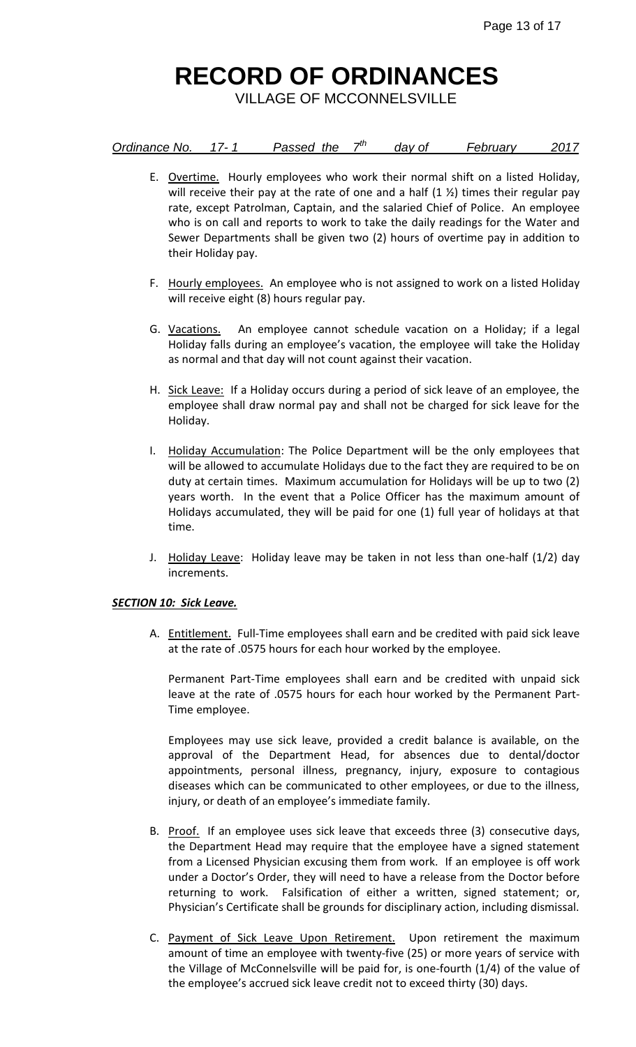# RECORD OF ORDINANCES

VILLAGE OF MCCONNELSVILLE

*Ordinance No. 17- 1 Passed the 7th day of February 2017*

E. Overtime. Hourly employees who work their normal shift on a listed Holiday, will receive their pay at the rate of one and a half (1 ½) times their regular pay rate, except Patrolman, Captain, and the salaried Chief of Police. An employee who is on call and reports to work to take the daily readings for the Water and Sewer Departments shall be given two (2) hours of overtime pay in addition to their Holiday pay.

F. Hourly employees. An employee who is not assigned to work on a listed Holiday will receive eight (8) hours regular pay.

G. Vacations. An employee cannot schedule vacation on a Holiday; if a legal Holiday falls during an employee's vacation, the employee will take the Holiday as normal and that day will not count against their vacation.

H. Sick Leave: If a Holiday occurs during a period of sick leave of an employee, the employee shall draw normal pay and shall not be charged for sick leave for the Holiday.

I. Holiday Accumulation: The Police Department will be the only employees that will be allowed to accumulate Holidays due to the fact they are required to be on duty at certain times. Maximum accumulation for Holidays will be up to two (2) years worth. In the event that a Police Officer has the maximum amount of Holidays accumulated, they will be paid for one (1) full year of holidays at that time.

J. Holiday Leave: Holiday leave may be taken in not less than one-half (1/2) day increments.

***SECTION 10: Sick Leave.***

A. Entitlement. Full-Time employees shall earn and be credited with paid sick leave at the rate of .0575 hours for each hour worked by the employee.

Permanent Part-Time employees shall earn and be credited with unpaid sick leave at the rate of .0575 hours for each hour worked by the Permanent Part-Time employee.

Employees may use sick leave, provided a credit balance is available, on the approval of the Department Head, for absences due to dental/doctor appointments, personal illness, pregnancy, injury, exposure to contagious diseases which can be communicated to other employees, or due to the illness, injury, or death of an employee's immediate family.

B. Proof. If an employee uses sick leave that exceeds three (3) consecutive days, the Department Head may require that the employee have a signed statement from a Licensed Physician excusing them from work. If an employee is off work under a Doctor's Order, they will need to have a release from the Doctor before returning to work. Falsification of either a written, signed statement; or, Physician's Certificate shall be grounds for disciplinary action, including dismissal.

C. Payment of Sick Leave Upon Retirement. Upon retirement the maximum amount of time an employee with twenty-five (25) or more years of service with the Village of McConnelsville will be paid for, is one-fourth (1/4) of the value of the employee's accrued sick leave credit not to exceed thirty (30) days.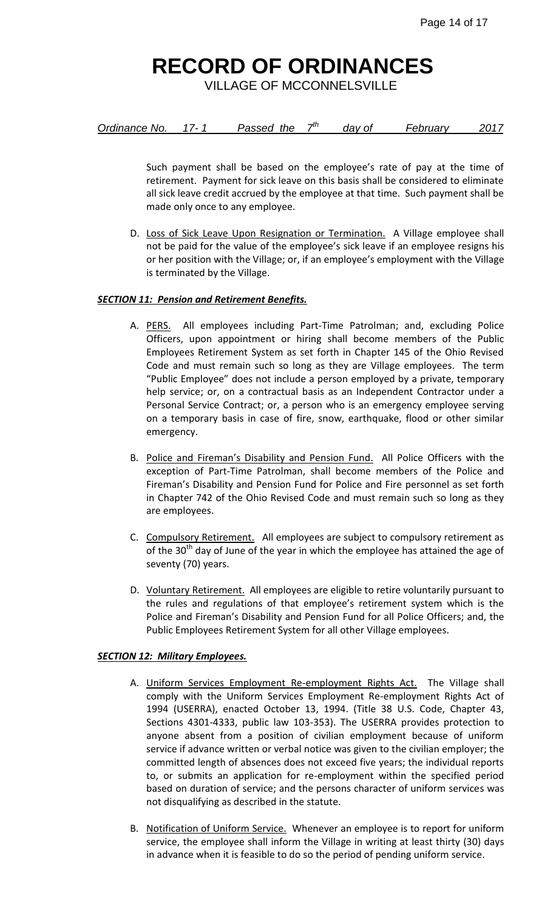# RECORD OF ORDINANCES

VILLAGE OF MCCONNELSVILLE

*Ordinance No. 17- 1 Passed the 7th day of February 2017*

Such payment shall be based on the employee's rate of pay at the time of retirement. Payment for sick leave on this basis shall be considered to eliminate all sick leave credit accrued by the employee at that time. Such payment shall be made only once to any employee.

D. Loss of Sick Leave Upon Resignation or Termination. A Village employee shall not be paid for the value of the employee's sick leave if an employee resigns his or her position with the Village; or, if an employee's employment with the Village is terminated by the Village.

***SECTION 11: Pension and Retirement Benefits.***

A. PERS. All employees including Part-Time Patrolman; and, excluding Police Officers, upon appointment or hiring shall become members of the Public Employees Retirement System as set forth in Chapter 145 of the Ohio Revised Code and must remain such so long as they are Village employees. The term "Public Employee" does not include a person employed by a private, temporary help service; or, on a contractual basis as an Independent Contractor under a Personal Service Contract; or, a person who is an emergency employee serving on a temporary basis in case of fire, snow, earthquake, flood or other similar emergency.

B. Police and Fireman's Disability and Pension Fund. All Police Officers with the exception of Part-Time Patrolman, shall become members of the Police and Fireman's Disability and Pension Fund for Police and Fire personnel as set forth in Chapter 742 of the Ohio Revised Code and must remain such so long as they are employees.

C. Compulsory Retirement. All employees are subject to compulsory retirement as of the 30th day of June of the year in which the employee has attained the age of seventy (70) years.

D. Voluntary Retirement. All employees are eligible to retire voluntarily pursuant to the rules and regulations of that employee's retirement system which is the Police and Fireman's Disability and Pension Fund for all Police Officers; and, the Public Employees Retirement System for all other Village employees.

***SECTION 12: Military Employees.***

A. Uniform Services Employment Re-employment Rights Act. The Village shall comply with the Uniform Services Employment Re-employment Rights Act of 1994 (USERRA), enacted October 13, 1994. (Title 38 U.S. Code, Chapter 43, Sections 4301-4333, public law 103-353). The USERRA provides protection to anyone absent from a position of civilian employment because of uniform service if advance written or verbal notice was given to the civilian employer; the committed length of absences does not exceed five years; the individual reports to, or submits an application for re-employment within the specified period based on duration of service; and the persons character of uniform services was not disqualifying as described in the statute.

B. Notification of Uniform Service. Whenever an employee is to report for uniform service, the employee shall inform the Village in writing at least thirty (30) days in advance when it is feasible to do so the period of pending uniform service.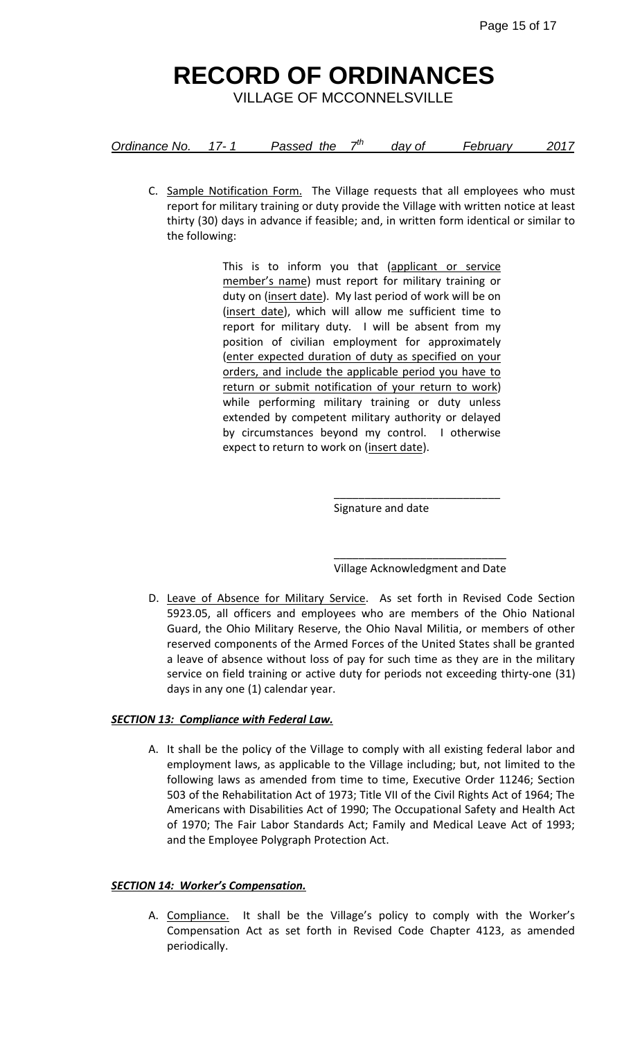# RECORD OF ORDINANCES

VILLAGE OF MCCONNELSVILLE

*Ordinance No. 17- 1 Passed the 7th day of February 2017*

C. Sample Notification Form. The Village requests that all employees who must report for military training or duty provide the Village with written notice at least thirty (30) days in advance if feasible; and, in written form identical or similar to the following:

> This is to inform you that (applicant or service member's name) must report for military training or duty on (insert date). My last period of work will be on (insert date), which will allow me sufficient time to report for military duty. I will be absent from my position of civilian employment for approximately (enter expected duration of duty as specified on your orders, and include the applicable period you have to return or submit notification of your return to work) while performing military training or duty unless extended by competent military authority or delayed by circumstances beyond my control. I otherwise expect to return to work on (insert date).

\_\_\_\_\_\_\_\_\_\_\_\_\_\_\_\_\_\_\_\_\_\_\_\_\_\_\_
Signature and date

\_\_\_\_\_\_\_\_\_\_\_\_\_\_\_\_\_\_\_\_\_\_\_\_\_\_\_
Village Acknowledgment and Date

D. Leave of Absence for Military Service. As set forth in Revised Code Section 5923.05, all officers and employees who are members of the Ohio National Guard, the Ohio Military Reserve, the Ohio Naval Militia, or members of other reserved components of the Armed Forces of the United States shall be granted a leave of absence without loss of pay for such time as they are in the military service on field training or active duty for periods not exceeding thirty-one (31) days in any one (1) calendar year.

***SECTION 13: Compliance with Federal Law.***

A. It shall be the policy of the Village to comply with all existing federal labor and employment laws, as applicable to the Village including; but, not limited to the following laws as amended from time to time, Executive Order 11246; Section 503 of the Rehabilitation Act of 1973; Title VII of the Civil Rights Act of 1964; The Americans with Disabilities Act of 1990; The Occupational Safety and Health Act of 1970; The Fair Labor Standards Act; Family and Medical Leave Act of 1993; and the Employee Polygraph Protection Act.

***SECTION 14: Worker's Compensation.***

A. Compliance. It shall be the Village's policy to comply with the Worker's Compensation Act as set forth in Revised Code Chapter 4123, as amended periodically.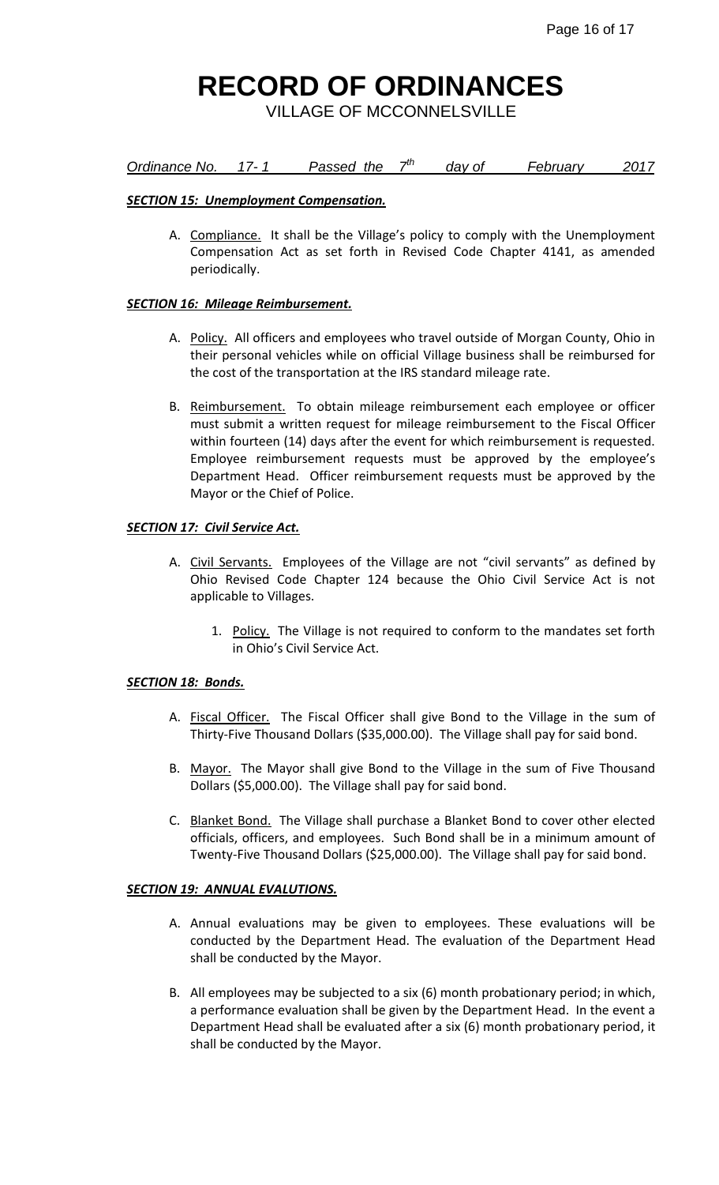# RECORD OF ORDINANCES

VILLAGE OF MCCONNELSVILLE

*Ordinance No. 17- 1 Passed the 7th day of February 2017*

***SECTION 15: Unemployment Compensation.***

A. Compliance. It shall be the Village's policy to comply with the Unemployment Compensation Act as set forth in Revised Code Chapter 4141, as amended periodically.

***SECTION 16: Mileage Reimbursement.***

A. Policy. All officers and employees who travel outside of Morgan County, Ohio in their personal vehicles while on official Village business shall be reimbursed for the cost of the transportation at the IRS standard mileage rate.

B. Reimbursement. To obtain mileage reimbursement each employee or officer must submit a written request for mileage reimbursement to the Fiscal Officer within fourteen (14) days after the event for which reimbursement is requested. Employee reimbursement requests must be approved by the employee's Department Head. Officer reimbursement requests must be approved by the Mayor or the Chief of Police.

***SECTION 17: Civil Service Act.***

A. Civil Servants. Employees of the Village are not "civil servants" as defined by Ohio Revised Code Chapter 124 because the Ohio Civil Service Act is not applicable to Villages.

   1. Policy. The Village is not required to conform to the mandates set forth in Ohio's Civil Service Act.

***SECTION 18: Bonds.***

A. Fiscal Officer. The Fiscal Officer shall give Bond to the Village in the sum of Thirty-Five Thousand Dollars ($35,000.00). The Village shall pay for said bond.

B. Mayor. The Mayor shall give Bond to the Village in the sum of Five Thousand Dollars ($5,000.00). The Village shall pay for said bond.

C. Blanket Bond. The Village shall purchase a Blanket Bond to cover other elected officials, officers, and employees. Such Bond shall be in a minimum amount of Twenty-Five Thousand Dollars ($25,000.00). The Village shall pay for said bond.

***SECTION 19: ANNUAL EVALUTIONS.***

A. Annual evaluations may be given to employees. These evaluations will be conducted by the Department Head. The evaluation of the Department Head shall be conducted by the Mayor.

B. All employees may be subjected to a six (6) month probationary period; in which, a performance evaluation shall be given by the Department Head. In the event a Department Head shall be evaluated after a six (6) month probationary period, it shall be conducted by the Mayor.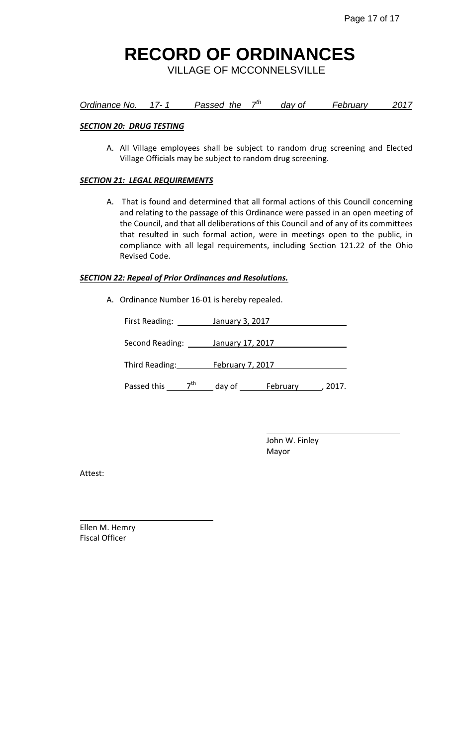# RECORD OF ORDINANCES

VILLAGE OF MCCONNELSVILLE

*Ordinance No. 17- 1 Passed the 7th day of February 2017*

***SECTION 20: DRUG TESTING***

A. All Village employees shall be subject to random drug screening and Elected Village Officials may be subject to random drug screening.

***SECTION 21: LEGAL REQUIREMENTS***

A. That is found and determined that all formal actions of this Council concerning and relating to the passage of this Ordinance were passed in an open meeting of the Council, and that all deliberations of this Council and of any of its committees that resulted in such formal action, were in meetings open to the public, in compliance with all legal requirements, including Section 121.22 of the Ohio Revised Code.

***SECTION 22: Repeal of Prior Ordinances and Resolutions.***

A. Ordinance Number 16-01 is hereby repealed.

First Reading: January 3, 2017

Second Reading: January 17, 2017

Third Reading: February 7, 2017

Passed this 7th day of February, 2017.

John W. Finley
Mayor

Attest:

Ellen M. Hemry
Fiscal Officer